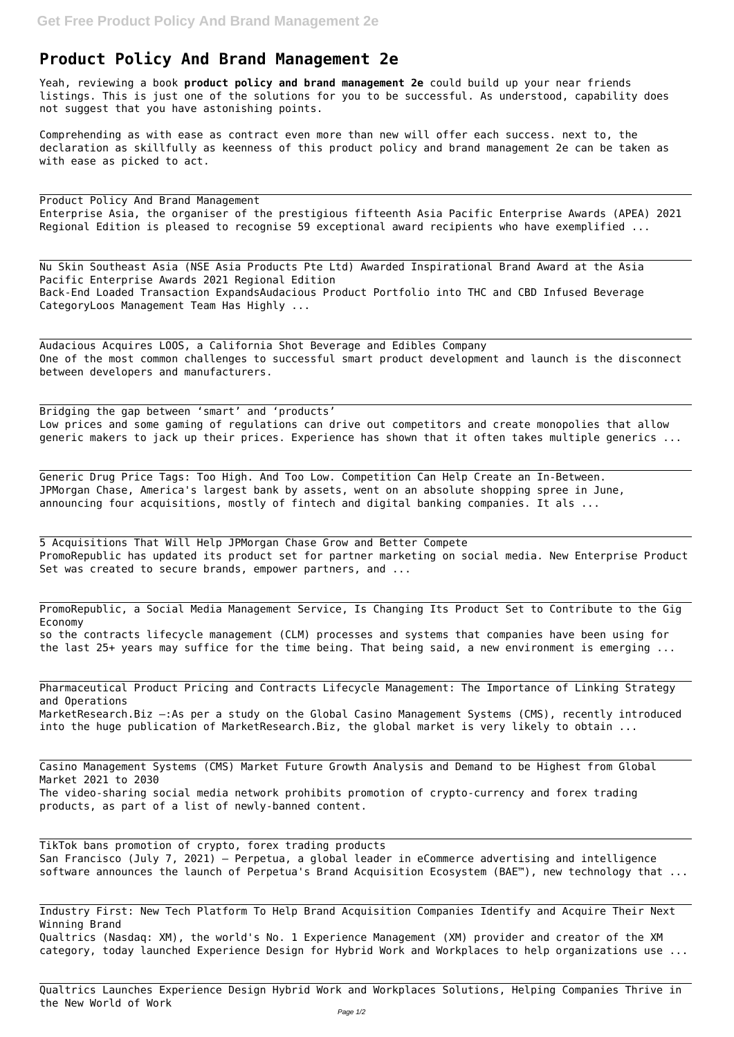# Product Policy And Brand Management 2e

Yeah, reviewing a book **product policy and brand management 2e** could build up your near friends listings. This is just one of the solutions for you to be successful. As understood, capability does not suggest that you have astonishing points.

Comprehending as with ease as contract even more than new will offer each success. next to, the declaration as skillfully as keenness of this product policy and brand management 2e can be taken as with ease as picked to act.

Product Policy And Brand Management
Enterprise Asia, the organiser of the prestigious fifteenth Asia Pacific Enterprise Awards (APEA) 2021 Regional Edition is pleased to recognise 59 exceptional award recipients who have exemplified ...

Nu Skin Southeast Asia (NSE Asia Products Pte Ltd) Awarded Inspirational Brand Award at the Asia Pacific Enterprise Awards 2021 Regional Edition
Back-End Loaded Transaction ExpandsAudacious Product Portfolio into THC and CBD Infused Beverage CategoryLoos Management Team Has Highly ...

Audacious Acquires LOOS, a California Shot Beverage and Edibles Company
One of the most common challenges to successful smart product development and launch is the disconnect between developers and manufacturers.

Bridging the gap between 'smart' and 'products'
Low prices and some gaming of regulations can drive out competitors and create monopolies that allow generic makers to jack up their prices. Experience has shown that it often takes multiple generics ...

Generic Drug Price Tags: Too High. And Too Low. Competition Can Help Create an In-Between.
JPMorgan Chase, America's largest bank by assets, went on an absolute shopping spree in June, announcing four acquisitions, mostly of fintech and digital banking companies. It als ...

5 Acquisitions That Will Help JPMorgan Chase Grow and Better Compete
PromoRepublic has updated its product set for partner marketing on social media. New Enterprise Product Set was created to secure brands, empower partners, and ...

PromoRepublic, a Social Media Management Service, Is Changing Its Product Set to Contribute to the Gig Economy
so the contracts lifecycle management (CLM) processes and systems that companies have been using for the last 25+ years may suffice for the time being. That being said, a new environment is emerging ...

Pharmaceutical Product Pricing and Contracts Lifecycle Management: The Importance of Linking Strategy and Operations
MarketResearch.Biz –:As per a study on the Global Casino Management Systems (CMS), recently introduced into the huge publication of MarketResearch.Biz, the global market is very likely to obtain ...

Casino Management Systems (CMS) Market Future Growth Analysis and Demand to be Highest from Global Market 2021 to 2030
The video-sharing social media network prohibits promotion of crypto-currency and forex trading products, as part of a list of newly-banned content.

TikTok bans promotion of crypto, forex trading products
San Francisco (July 7, 2021) – Perpetua, a global leader in eCommerce advertising and intelligence software announces the launch of Perpetua's Brand Acquisition Ecosystem (BAE™), new technology that ...

Industry First: New Tech Platform To Help Brand Acquisition Companies Identify and Acquire Their Next Winning Brand
Qualtrics (Nasdaq: XM), the world's No. 1 Experience Management (XM) provider and creator of the XM category, today launched Experience Design for Hybrid Work and Workplaces to help organizations use ...

Qualtrics Launches Experience Design Hybrid Work and Workplaces Solutions, Helping Companies Thrive in the New World of Work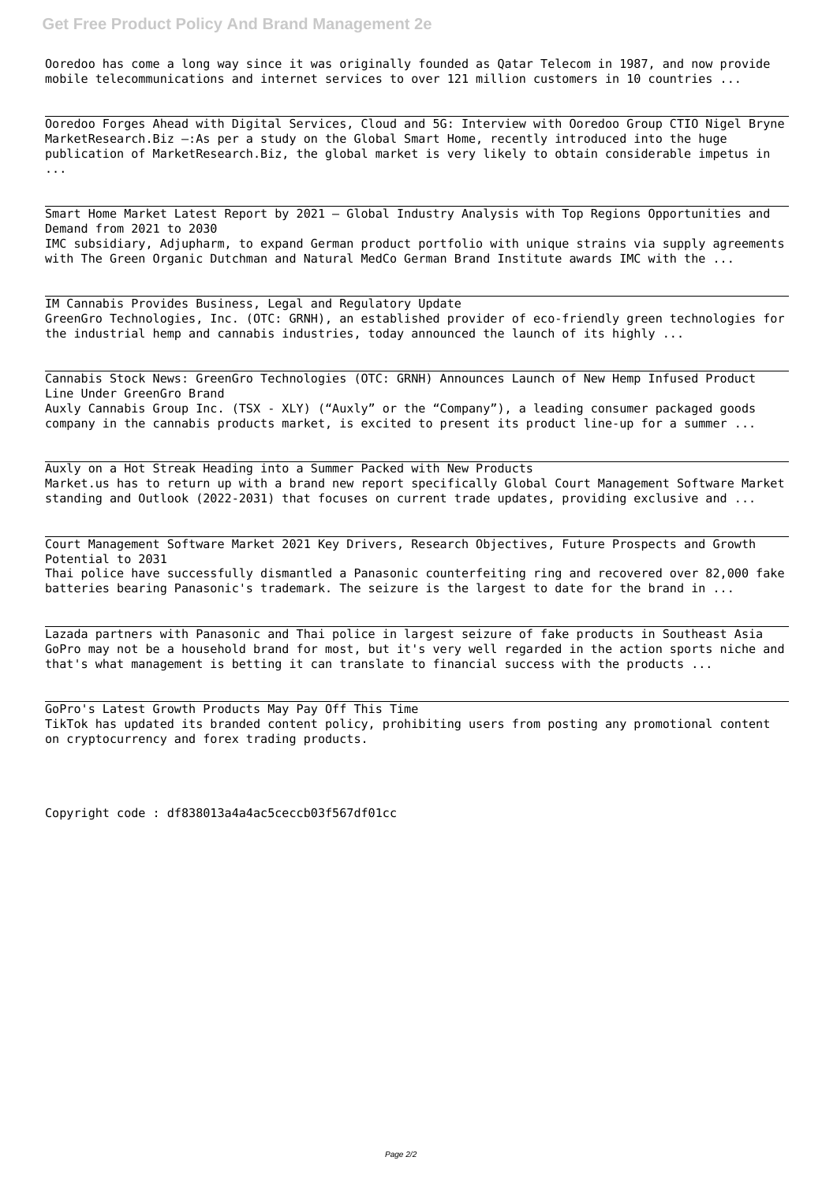Ooredoo has come a long way since it was originally founded as Qatar Telecom in 1987, and now provide mobile telecommunications and internet services to over 121 million customers in 10 countries ...

Ooredoo Forges Ahead with Digital Services, Cloud and 5G: Interview with Ooredoo Group CTIO Nigel Bryne
MarketResearch.Biz –:As per a study on the Global Smart Home, recently introduced into the huge publication of MarketResearch.Biz, the global market is very likely to obtain considerable impetus in ...

Smart Home Market Latest Report by 2021 – Global Industry Analysis with Top Regions Opportunities and Demand from 2021 to 2030
IMC subsidiary, Adjupharm, to expand German product portfolio with unique strains via supply agreements with The Green Organic Dutchman and Natural MedCo German Brand Institute awards IMC with the ...

IM Cannabis Provides Business, Legal and Regulatory Update
GreenGro Technologies, Inc. (OTC: GRNH), an established provider of eco-friendly green technologies for the industrial hemp and cannabis industries, today announced the launch of its highly ...

Cannabis Stock News: GreenGro Technologies (OTC: GRNH) Announces Launch of New Hemp Infused Product Line Under GreenGro Brand
Auxly Cannabis Group Inc. (TSX - XLY) ("Auxly" or the "Company"), a leading consumer packaged goods company in the cannabis products market, is excited to present its product line-up for a summer ...

Auxly on a Hot Streak Heading into a Summer Packed with New Products
Market.us has to return up with a brand new report specifically Global Court Management Software Market standing and Outlook (2022-2031) that focuses on current trade updates, providing exclusive and ...

Court Management Software Market 2021 Key Drivers, Research Objectives, Future Prospects and Growth Potential to 2031
Thai police have successfully dismantled a Panasonic counterfeiting ring and recovered over 82,000 fake batteries bearing Panasonic's trademark. The seizure is the largest to date for the brand in ...

Lazada partners with Panasonic and Thai police in largest seizure of fake products in Southeast Asia
GoPro may not be a household brand for most, but it's very well regarded in the action sports niche and that's what management is betting it can translate to financial success with the products ...

GoPro's Latest Growth Products May Pay Off This Time
TikTok has updated its branded content policy, prohibiting users from posting any promotional content on cryptocurrency and forex trading products.

Copyright code : df838013a4a4ac5ceccb03f567df01cc